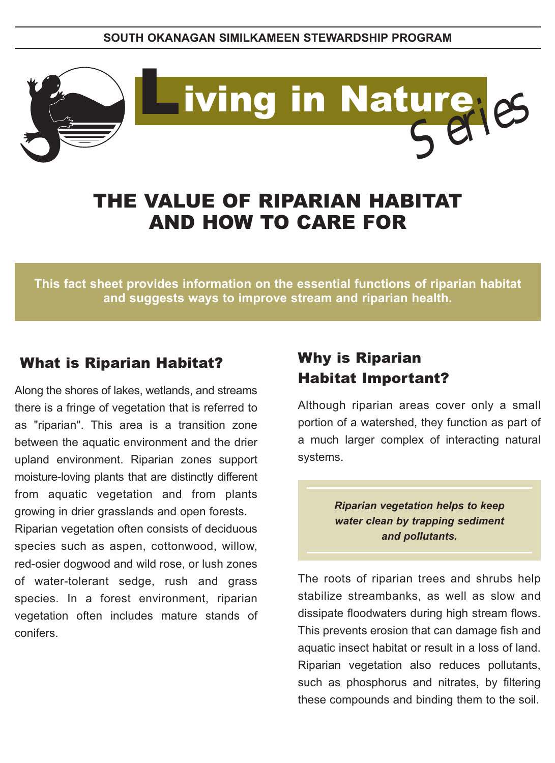SOUTH OKANAGAN SIMILKAMEEN STEWARDSHIP PROGRAM

**Living in Nature Series**

# THE VALUE OF RIPARIAN HABITAT AND HOW TO CARE FOR

**This fact sheet provides information on the essential functions of riparian habitat and suggests ways to improve stream and riparian health.**

## What is Riparian Habitat?

Along the shores of lakes, wetlands, and streams there is a fringe of vegetation that is referred to as "riparian". This area is a transition zone between the aquatic environment and the drier upland environment. Riparian zones support moisture-loving plants that are distinctly different from aquatic vegetation and from plants growing in drier grasslands and open forests.

Riparian vegetation often consists of deciduous species such as aspen, cottonwood, willow, red-osier dogwood and wild rose, or lush zones of water-tolerant sedge, rush and grass species. In a forest environment, riparian vegetation often includes mature stands of conifers.

## Why is Riparian Habitat Important?

Although riparian areas cover only a small portion of a watershed, they function as part of a much larger complex of interacting natural systems.

***Riparian vegetation helps to keep water clean by trapping sediment and pollutants.***

The roots of riparian trees and shrubs help stabilize streambanks, as well as slow and dissipate floodwaters during high stream flows. This prevents erosion that can damage fish and aquatic insect habitat or result in a loss of land. Riparian vegetation also reduces pollutants, such as phosphorus and nitrates, by filtering these compounds and binding them to the soil.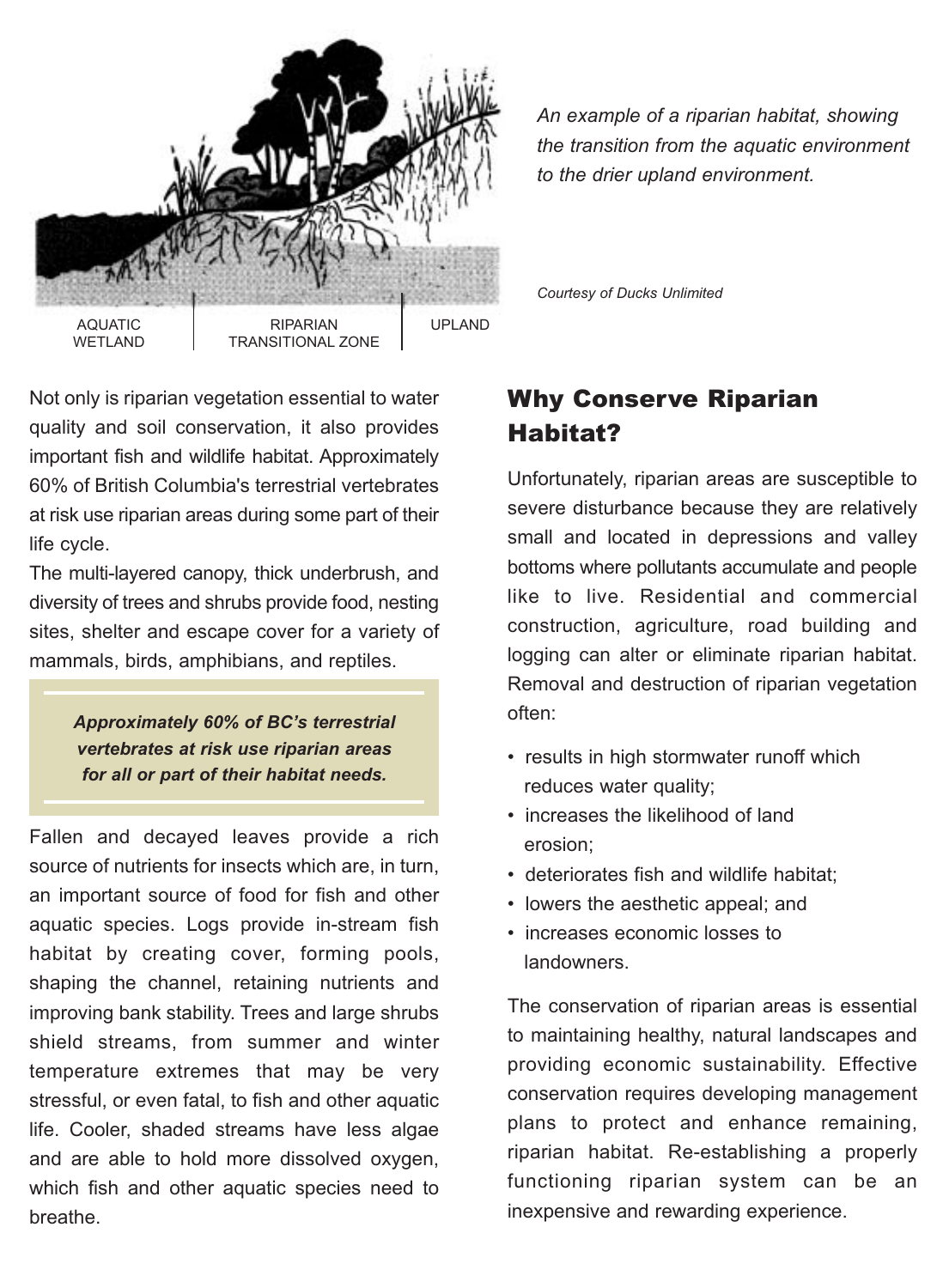AQUATIC WETLAND | RIPARIAN TRANSITIONAL ZONE | UPLAND

*An example of a riparian habitat, showing the transition from the aquatic environment to the drier upland environment.*

*Courtesy of Ducks Unlimited*

Not only is riparian vegetation essential to water quality and soil conservation, it also provides important fish and wildlife habitat. Approximately 60% of British Columbia's terrestrial vertebrates at risk use riparian areas during some part of their life cycle.

The multi-layered canopy, thick underbrush, and diversity of trees and shrubs provide food, nesting sites, shelter and escape cover for a variety of mammals, birds, amphibians, and reptiles.

> ***Approximately 60% of BC's terrestrial vertebrates at risk use riparian areas for all or part of their habitat needs.***

Fallen and decayed leaves provide a rich source of nutrients for insects which are, in turn, an important source of food for fish and other aquatic species. Logs provide in-stream fish habitat by creating cover, forming pools, shaping the channel, retaining nutrients and improving bank stability. Trees and large shrubs shield streams, from summer and winter temperature extremes that may be very stressful, or even fatal, to fish and other aquatic life. Cooler, shaded streams have less algae and are able to hold more dissolved oxygen, which fish and other aquatic species need to breathe.

## Why Conserve Riparian Habitat?

Unfortunately, riparian areas are susceptible to severe disturbance because they are relatively small and located in depressions and valley bottoms where pollutants accumulate and people like to live. Residential and commercial construction, agriculture, road building and logging can alter or eliminate riparian habitat. Removal and destruction of riparian vegetation often:

- results in high stormwater runoff which reduces water quality;
- increases the likelihood of land erosion;
- deteriorates fish and wildlife habitat;
- lowers the aesthetic appeal; and
- increases economic losses to landowners.

The conservation of riparian areas is essential to maintaining healthy, natural landscapes and providing economic sustainability. Effective conservation requires developing management plans to protect and enhance remaining, riparian habitat. Re-establishing a properly functioning riparian system can be an inexpensive and rewarding experience.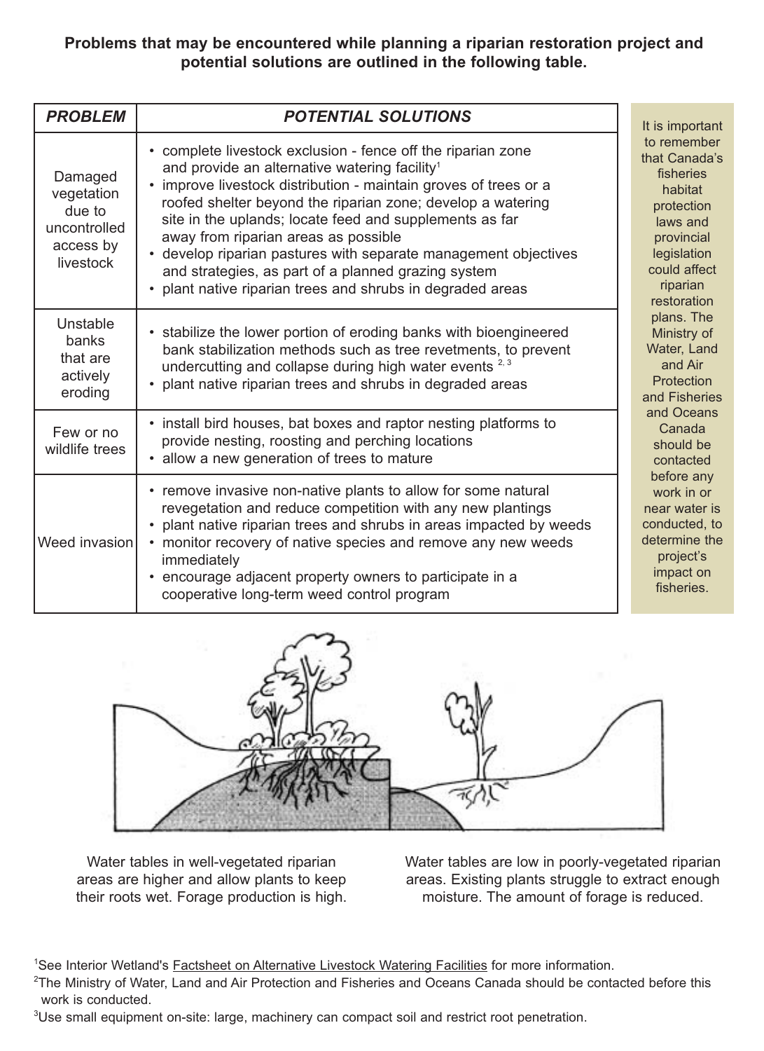**Problems that may be encountered while planning a riparian restoration project and potential solutions are outlined in the following table.**

| *PROBLEM* | *POTENTIAL SOLUTIONS* |
|---|---|
| Damaged vegetation due to uncontrolled access by livestock | • complete livestock exclusion - fence off the riparian zone and provide an alternative watering facility[1]<br>• improve livestock distribution - maintain groves of trees or a roofed shelter beyond the riparian zone; develop a watering site in the uplands; locate feed and supplements as far away from riparian areas as possible<br>• develop riparian pastures with separate management objectives and strategies, as part of a planned grazing system<br>• plant native riparian trees and shrubs in degraded areas |
| Unstable banks that are actively eroding | • stabilize the lower portion of eroding banks with bioengineered bank stabilization methods such as tree revetments, to prevent undercutting and collapse during high water events [2, 3]<br>• plant native riparian trees and shrubs in degraded areas |
| Few or no wildlife trees | • install bird houses, bat boxes and raptor nesting platforms to provide nesting, roosting and perching locations<br>• allow a new generation of trees to mature |
| Weed invasion | • remove invasive non-native plants to allow for some natural revegetation and reduce competition with any new plantings<br>• plant native riparian trees and shrubs in areas impacted by weeds<br>• monitor recovery of native species and remove any new weeds immediately<br>• encourage adjacent property owners to participate in a cooperative long-term weed control program |

It is important to remember that Canada's fisheries habitat protection laws and provincial legislation could affect riparian restoration plans. The Ministry of Water, Land and Air Protection and Fisheries and Oceans Canada should be contacted before any work in or near water is conducted, to determine the project's impact on fisheries.

Water tables in well-vegetated riparian areas are higher and allow plants to keep their roots wet. Forage production is high.

Water tables are low in poorly-vegetated riparian areas. Existing plants struggle to extract enough moisture. The amount of forage is reduced.

[1]See Interior Wetland's Factsheet on Alternative Livestock Watering Facilities for more information.

[2]The Ministry of Water, Land and Air Protection and Fisheries and Oceans Canada should be contacted before this work is conducted.

[3]Use small equipment on-site: large, machinery can compact soil and restrict root penetration.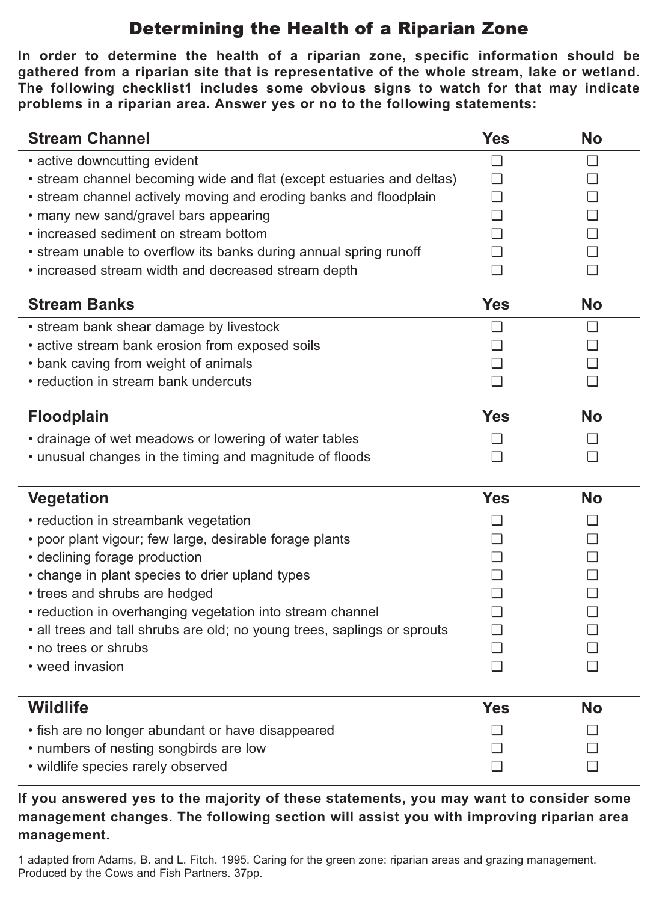# Determining the Health of a Riparian Zone

**In order to determine the health of a riparian zone, specific information should be gathered from a riparian site that is representative of the whole stream, lake or wetland. The following checklist[1] includes some obvious signs to watch for that may indicate problems in a riparian area. Answer yes or no to the following statements:**

| Stream Channel | Yes | No |
|---|---|---|
| • active downcutting evident | ❑ | ❑ |
| • stream channel becoming wide and flat (except estuaries and deltas) | ❑ | ❑ |
| • stream channel actively moving and eroding banks and floodplain | ❑ | ❑ |
| • many new sand/gravel bars appearing | ❑ | ❑ |
| • increased sediment on stream bottom | ❑ | ❑ |
| • stream unable to overflow its banks during annual spring runoff | ❑ | ❑ |
| • increased stream width and decreased stream depth | ❑ | ❑ |

| Stream Banks | Yes | No |
|---|---|---|
| • stream bank shear damage by livestock | ❑ | ❑ |
| • active stream bank erosion from exposed soils | ❑ | ❑ |
| • bank caving from weight of animals | ❑ | ❑ |
| • reduction in stream bank undercuts | ❑ | ❑ |

| Floodplain | Yes | No |
|---|---|---|
| • drainage of wet meadows or lowering of water tables | ❑ | ❑ |
| • unusual changes in the timing and magnitude of floods | ❑ | ❑ |

| Vegetation | Yes | No |
|---|---|---|
| • reduction in streambank vegetation | ❑ | ❑ |
| • poor plant vigour; few large, desirable forage plants | ❑ | ❑ |
| • declining forage production | ❑ | ❑ |
| • change in plant species to drier upland types | ❑ | ❑ |
| • trees and shrubs are hedged | ❑ | ❑ |
| • reduction in overhanging vegetation into stream channel | ❑ | ❑ |
| • all trees and tall shrubs are old; no young trees, saplings or sprouts | ❑ | ❑ |
| • no trees or shrubs | ❑ | ❑ |
| • weed invasion | ❑ | ❑ |

| Wildlife | Yes | No |
|---|---|---|
| • fish are no longer abundant or have disappeared | ❑ | ❑ |
| • numbers of nesting songbirds are low | ❑ | ❑ |
| • wildlife species rarely observed | ❑ | ❑ |

**If you answered yes to the majority of these statements, you may want to consider some management changes. The following section will assist you with improving riparian area management.**

1 adapted from Adams, B. and L. Fitch. 1995. Caring for the green zone: riparian areas and grazing management. Produced by the Cows and Fish Partners. 37pp.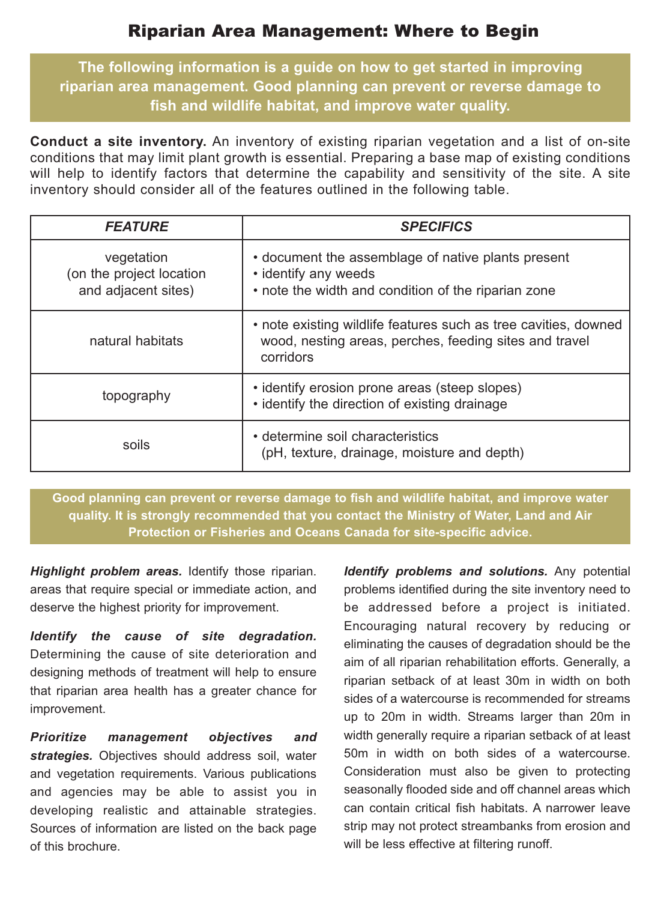# Riparian Area Management: Where to Begin

**The following information is a guide on how to get started in improving riparian area management. Good planning can prevent or reverse damage to fish and wildlife habitat, and improve water quality.**

**Conduct a site inventory.** An inventory of existing riparian vegetation and a list of on-site conditions that may limit plant growth is essential. Preparing a base map of existing conditions will help to identify factors that determine the capability and sensitivity of the site. A site inventory should consider all of the features outlined in the following table.

| *FEATURE* | *SPECIFICS* |
|---|---|
| vegetation (on the project location and adjacent sites) | • document the assemblage of native plants present<br>• identify any weeds<br>• note the width and condition of the riparian zone |
| natural habitats | • note existing wildlife features such as tree cavities, downed wood, nesting areas, perches, feeding sites and travel corridors |
| topography | • identify erosion prone areas (steep slopes)<br>• identify the direction of existing drainage |
| soils | • determine soil characteristics (pH, texture, drainage, moisture and depth) |

**Good planning can prevent or reverse damage to fish and wildlife habitat, and improve water quality. It is strongly recommended that you contact the Ministry of Water, Land and Air Protection or Fisheries and Oceans Canada for site-specific advice.**

***Highlight problem areas.*** Identify those riparian. areas that require special or immediate action, and deserve the highest priority for improvement.

***Identify the cause of site degradation.*** Determining the cause of site deterioration and designing methods of treatment will help to ensure that riparian area health has a greater chance for improvement.

***Prioritize management objectives and strategies.*** Objectives should address soil, water and vegetation requirements. Various publications and agencies may be able to assist you in developing realistic and attainable strategies. Sources of information are listed on the back page of this brochure.

***Identify problems and solutions.*** Any potential problems identified during the site inventory need to be addressed before a project is initiated. Encouraging natural recovery by reducing or eliminating the causes of degradation should be the aim of all riparian rehabilitation efforts. Generally, a riparian setback of at least 30m in width on both sides of a watercourse is recommended for streams up to 20m in width. Streams larger than 20m in width generally require a riparian setback of at least 50m in width on both sides of a watercourse. Consideration must also be given to protecting seasonally flooded side and off channel areas which can contain critical fish habitats. A narrower leave strip may not protect streambanks from erosion and will be less effective at filtering runoff.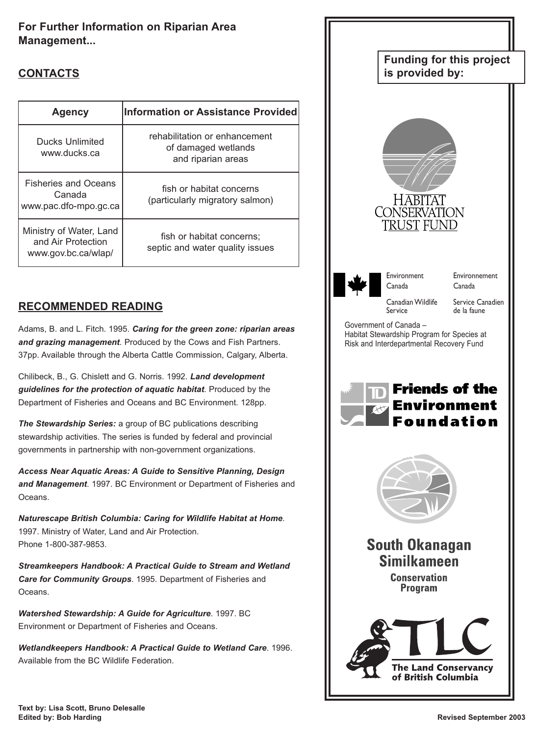## For Further Information on Riparian Area Management...

### CONTACTS

| Agency | Information or Assistance Provided |
|---|---|
| Ducks Unlimited www.ducks.ca | rehabilitation or enhancement of damaged wetlands and riparian areas |
| Fisheries and Oceans Canada www.pac.dfo-mpo.gc.ca | fish or habitat concerns (particularly migratory salmon) |
| Ministry of Water, Land and Air Protection www.gov.bc.ca/wlap/ | fish or habitat concerns; septic and water quality issues |

### RECOMMENDED READING

Adams, B. and L. Fitch. 1995. ***Caring for the green zone: riparian areas and grazing management***. Produced by the Cows and Fish Partners. 37pp. Available through the Alberta Cattle Commission, Calgary, Alberta.

Chilibeck, B., G. Chislett and G. Norris. 1992. ***Land development guidelines for the protection of aquatic habitat***. Produced by the Department of Fisheries and Oceans and BC Environment. 128pp.

***The Stewardship Series:*** a group of BC publications describing stewardship activities. The series is funded by federal and provincial governments in partnership with non-government organizations.

***Access Near Aquatic Areas: A Guide to Sensitive Planning, Design and Management***. 1997. BC Environment or Department of Fisheries and Oceans.

***Naturescape British Columbia: Caring for Wildlife Habitat at Home***. 1997. Ministry of Water, Land and Air Protection. Phone 1-800-387-9853.

***Streamkeepers Handbook: A Practical Guide to Stream and Wetland Care for Community Groups***. 1995. Department of Fisheries and Oceans.

***Watershed Stewardship: A Guide for Agriculture***. 1997. BC Environment or Department of Fisheries and Oceans.

***Wetlandkeepers Handbook: A Practical Guide to Wetland Care***. 1996. Available from the BC Wildlife Federation.

**Funding for this project is provided by:**

Habitat Conservation Trust Fund

Environment Canada / Environnement Canada

Canadian Wildlife Service / Service Canadien de la faune

Government of Canada – Habitat Stewardship Program for Species at Risk and Interdepartmental Recovery Fund

TD Friends of the Environment Foundation

South Okanagan Similkameen Conservation Program

TLC The Land Conservancy of British Columbia

**Text by: Lisa Scott, Bruno Delesalle**
**Edited by: Bob Harding**

**Revised September 2003**